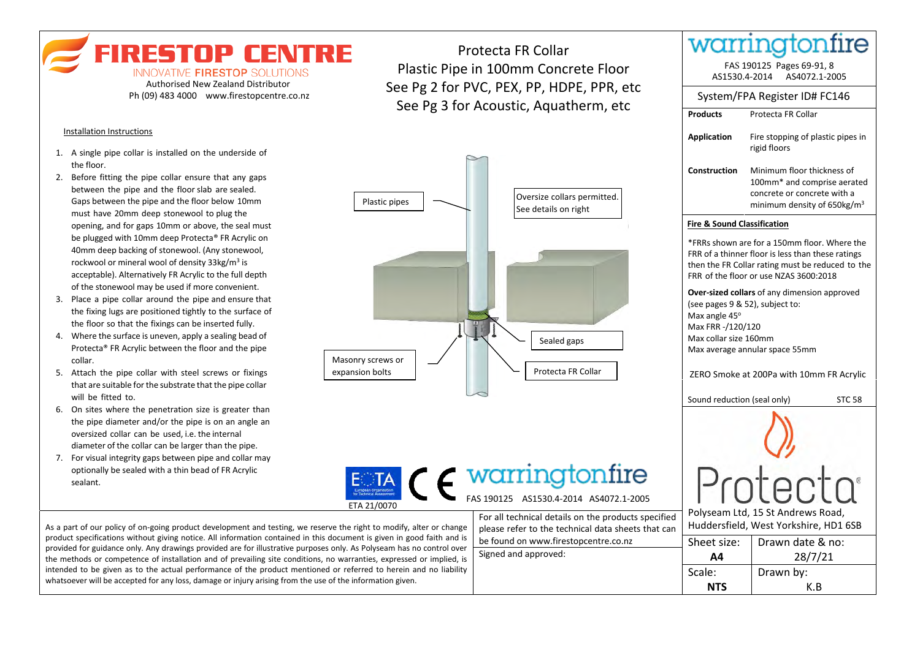# FIRESTOP CENTRE

INNOVATIVE FIRESTOP SOLUTIONS

Authorised New Zealand Distributor

Ph (09) 483 4000 www.firestopcentre.co.nz

## Protecta FR Collar
## Plastic Pipe in 100mm Concrete Floor
## See Pg 2 for PVC, PEX, PP, HDPE, PPR, etc
## See Pg 3 for Acoustic, Aquatherm, etc

warringtonfire

FAS 190125 Pages 69-91, 8

AS1530.4-2014 AS4072.1-2005

System/FPA Register ID# FC146

| | |
|---|---|
| **Products** | Protecta FR Collar |
| **Application** | Fire stopping of plastic pipes in rigid floors |
| **Construction** | Minimum floor thickness of 100mm* and comprise aerated concrete or concrete with a minimum density of 650kg/m³ |

**Fire & Sound Classification**

*FRRs shown are for a 150mm floor. Where the FRR of a thinner floor is less than these ratings then the FR Collar rating must be reduced to the FRR of the floor or use NZAS 3600:2018

**Over-sized collars** of any dimension approved (see pages 9 & 52), subject to:

Max angle 45°

Max FRR -/120/120

Max collar size 160mm

Max average annular space 55mm

ZERO Smoke at 200Pa with 10mm FR Acrylic

Sound reduction (seal only) STC 58

### Installation Instructions

1. A single pipe collar is installed on the underside of the floor.
2. Before fitting the pipe collar ensure that any gaps between the pipe and the floor slab are sealed. Gaps between the pipe and the floor below 10mm must have 20mm deep stonewool to plug the opening, and for gaps 10mm or above, the seal must be plugged with 10mm deep Protecta® FR Acrylic on 40mm deep backing of stonewool. (Any stonewool, rockwool or mineral wool of density 33kg/m³ is acceptable). Alternatively FR Acrylic to the full depth of the stonewool may be used if more convenient.
3. Place a pipe collar around the pipe and ensure that the fixing lugs are positioned tightly to the surface of the floor so that the fixings can be inserted fully.
4. Where the surface is uneven, apply a sealing bead of Protecta® FR Acrylic between the floor and the pipe collar.
5. Attach the pipe collar with steel screws or fixings that are suitable for the substrate that the pipe collar will be fitted to.
6. On sites where the penetration size is greater than the pipe diameter and/or the pipe is on an angle an oversized collar can be used, i.e. the internal diameter of the collar can be larger than the pipe.
7. For visual integrity gaps between pipe and collar may optionally be sealed with a thin bead of FR Acrylic sealant.

Plastic pipes

Oversize collars permitted. See details on right

Sealed gaps

Masonry screws or expansion bolts

Protecta FR Collar

ETA 21/0070

warringtonfire

FAS 190125 AS1530.4-2014 AS4072.1-2005

Protecta

As a part of our policy of on-going product development and testing, we reserve the right to modify, alter or change product specifications without giving notice. All information contained in this document is given in good faith and is provided for guidance only. Any drawings provided are for illustrative purposes only. As Polyseam has no control over the methods or competence of installation and of prevailing site conditions, no warranties, expressed or implied, is intended to be given as to the actual performance of the product mentioned or referred to herein and no liability whatsoever will be accepted for any loss, damage or injury arising from the use of the information given.

For all technical details on the products specified please refer to the technical data sheets that can be found on www.firestopcentre.co.nz

Signed and approved:

Polyseam Ltd, 15 St Andrews Road, Huddersfield, West Yorkshire, HD1 6SB

| | |
|---|---|
| Sheet size: **A4** | Drawn date & no: 28/7/21 |
| Scale: **NTS** | Drawn by: K.B |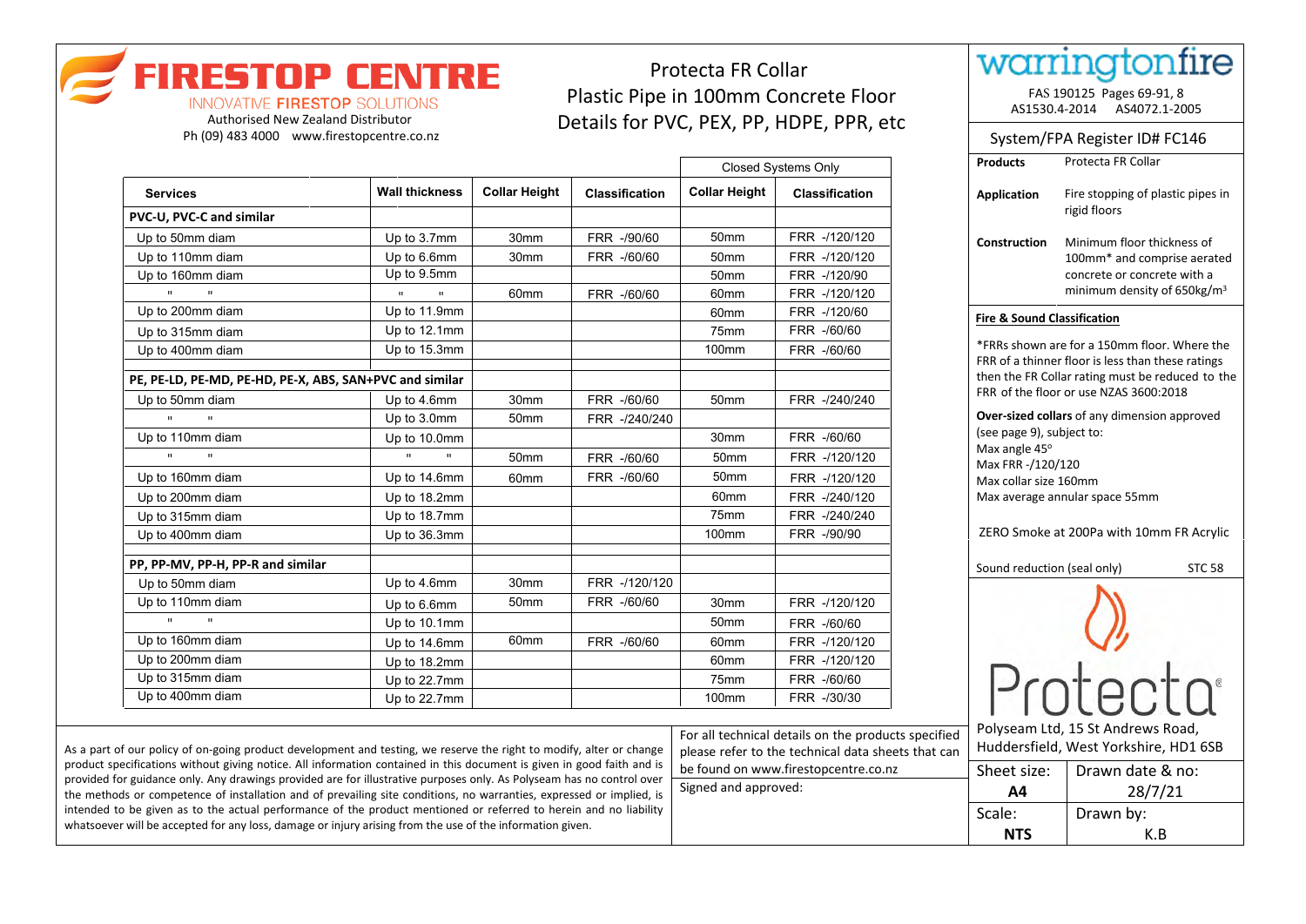# FIRESTOP CENTRE

INNOVATIVE FIRESTOP SOLUTIONS

Authorised New Zealand Distributor

Ph (09) 483 4000 www.firestopcentre.co.nz

## Protecta FR Collar
## Plastic Pipe in 100mm Concrete Floor
## Details for PVC, PEX, PP, HDPE, PPR, etc

| | | | | Closed Systems Only | |
|---|---|---|---|---|---|
| **Services** | **Wall thickness** | **Collar Height** | **Classification** | **Collar Height** | **Classification** |
| **PVC-U, PVC-C and similar** | | | | | |
| Up to 50mm diam | Up to 3.7mm | 30mm | FRR -/90/60 | 50mm | FRR -/120/120 |
| Up to 110mm diam | Up to 6.6mm | 30mm | FRR -/60/60 | 50mm | FRR -/120/120 |
| Up to 160mm diam | Up to 9.5mm | | | 50mm | FRR -/120/90 |
| " " | " " | 60mm | FRR -/60/60 | 60mm | FRR -/120/120 |
| Up to 200mm diam | Up to 11.9mm | | | 60mm | FRR -/120/60 |
| Up to 315mm diam | Up to 12.1mm | | | 75mm | FRR -/60/60 |
| Up to 400mm diam | Up to 15.3mm | | | 100mm | FRR -/60/60 |
| **PE, PE-LD, PE-MD, PE-HD, PE-X, ABS, SAN+PVC and similar** | | | | | |
| Up to 50mm diam | Up to 4.6mm | 30mm | FRR -/60/60 | 50mm | FRR -/240/240 |
| " " | Up to 3.0mm | 50mm | FRR -/240/240 | | |
| Up to 110mm diam | Up to 10.0mm | | | 30mm | FRR -/60/60 |
| " " | " " | 50mm | FRR -/60/60 | 50mm | FRR -/120/120 |
| Up to 160mm diam | Up to 14.6mm | 60mm | FRR -/60/60 | 50mm | FRR -/120/120 |
| Up to 200mm diam | Up to 18.2mm | | | 60mm | FRR -/240/120 |
| Up to 315mm diam | Up to 18.7mm | | | 75mm | FRR -/240/240 |
| Up to 400mm diam | Up to 36.3mm | | | 100mm | FRR -/90/90 |
| **PP, PP-MV, PP-H, PP-R and similar** | | | | | |
| Up to 50mm diam | Up to 4.6mm | 30mm | FRR -/120/120 | | |
| Up to 110mm diam | Up to 6.6mm | 50mm | FRR -/60/60 | 30mm | FRR -/120/120 |
| " " | Up to 10.1mm | | | 50mm | FRR -/60/60 |
| Up to 160mm diam | Up to 14.6mm | 60mm | FRR -/60/60 | 60mm | FRR -/120/120 |
| Up to 200mm diam | Up to 18.2mm | | | 60mm | FRR -/120/120 |
| Up to 315mm diam | Up to 22.7mm | | | 75mm | FRR -/60/60 |
| Up to 400mm diam | Up to 22.7mm | | | 100mm | FRR -/30/30 |

As a part of our policy of on-going product development and testing, we reserve the right to modify, alter or change product specifications without giving notice. All information contained in this document is given in good faith and is provided for guidance only. Any drawings provided are for illustrative purposes only. As Polyseam has no control over the methods or competence of installation and of prevailing site conditions, no warranties, expressed or implied, is intended to be given as to the actual performance of the product mentioned or referred to herein and no liability whatsoever will be accepted for any loss, damage or injury arising from the use of the information given.

For all technical details on the products specified please refer to the technical data sheets that can be found on www.firestopcentre.co.nz

Signed and approved:

warringtonfire

FAS 190125 Pages 69-91, 8
AS1530.4-2014 AS4072.1-2005

System/FPA Register ID# FC146

| | |
|---|---|
| **Products** | Protecta FR Collar |
| **Application** | Fire stopping of plastic pipes in rigid floors |
| **Construction** | Minimum floor thickness of 100mm* and comprise aerated concrete or concrete with a minimum density of 650kg/m³ |

**Fire & Sound Classification**

*FRRs shown are for a 150mm floor. Where the FRR of a thinner floor is less than these ratings then the FRR of the floor or use NZAS 3600:2018

**Over-sized collars** of any dimension approved (see page 9), subject to:
Max angle 45°
Max FRR -/120/120
Max collar size 160mm
Max average annular space 55mm

ZERO Smoke at 200Pa with 10mm FR Acrylic

Sound reduction (seal only) STC 58

Protecta®

Polyseam Ltd, 15 St Andrews Road, Huddersfield, West Yorkshire, HD1 6SB

| Sheet size: | Drawn date & no: |
|---|---|
| **A4** | 28/7/21 |
| Scale: | Drawn by: |
| **NTS** | K.B |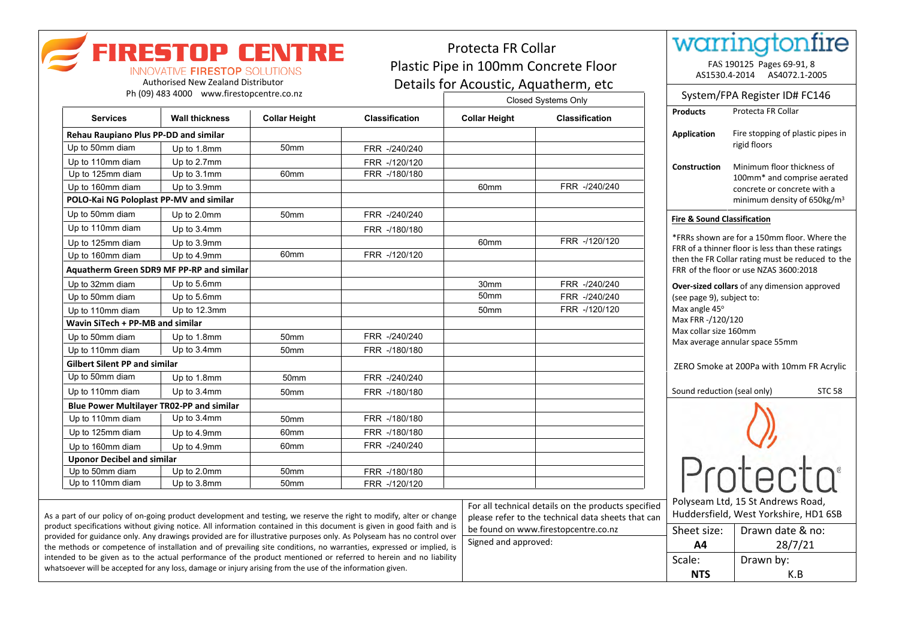# FIRESTOP CENTRE

INNOVATIVE FIRESTOP SOLUTIONS

Authorised New Zealand Distributor

Ph (09) 483 4000 www.firestopcentre.co.nz

## Protecta FR Collar
## Plastic Pipe in 100mm Concrete Floor
## Details for Acoustic, Aquatherm, etc

| Services | Wall thickness | Collar Height | Classification | Closed Systems Only Collar Height | Closed Systems Only Classification |
|---|---|---|---|---|---|
| **Rehau Raupiano Plus PP-DD and similar** | | | | | |
| Up to 50mm diam | Up to 1.8mm | 50mm | FRR -/240/240 | | |
| Up to 110mm diam | Up to 2.7mm | | FRR -/120/120 | | |
| Up to 125mm diam | Up to 3.1mm | 60mm | FRR -/180/180 | | |
| Up to 160mm diam | Up to 3.9mm | | | 60mm | FRR -/240/240 |
| **POLO-Kai NG Poloplast PP-MV and similar** | | | | | |
| Up to 50mm diam | Up to 2.0mm | 50mm | FRR -/240/240 | | |
| Up to 110mm diam | Up to 3.4mm | | FRR -/180/180 | | |
| Up to 125mm diam | Up to 3.9mm | | | 60mm | FRR -/120/120 |
| Up to 160mm diam | Up to 4.9mm | 60mm | FRR -/120/120 | | |
| **Aquatherm Green SDR9 MF PP-RP and similar** | | | | | |
| Up to 32mm diam | Up to 5.6mm | | | 30mm | FRR -/240/240 |
| Up to 50mm diam | Up to 5.6mm | | | 50mm | FRR -/240/240 |
| Up to 110mm diam | Up to 12.3mm | | | 50mm | FRR -/120/120 |
| **Wavin SiTech + PP-MB and similar** | | | | | |
| Up to 50mm diam | Up to 1.8mm | 50mm | FRR -/240/240 | | |
| Up to 110mm diam | Up to 3.4mm | 50mm | FRR -/180/180 | | |
| **Gilbert Silent PP and similar** | | | | | |
| Up to 50mm diam | Up to 1.8mm | 50mm | FRR -/240/240 | | |
| Up to 110mm diam | Up to 3.4mm | 50mm | FRR -/180/180 | | |
| **Blue Power Multilayer TR02-PP and similar** | | | | | |
| Up to 110mm diam | Up to 3.4mm | 50mm | FRR -/180/180 | | |
| Up to 125mm diam | Up to 4.9mm | 60mm | FRR -/180/180 | | |
| Up to 160mm diam | Up to 4.9mm | 60mm | FRR -/240/240 | | |
| **Uponor Decibel and similar** | | | | | |
| Up to 50mm diam | Up to 2.0mm | 50mm | FRR -/180/180 | | |
| Up to 110mm diam | Up to 3.8mm | 50mm | FRR -/120/120 | | |

warringtonfire

FAS 190125 Pages 69-91, 8
AS1530.4-2014 AS4072.1-2005

System/FPA Register ID# FC146

| | |
|---|---|
| **Products** | Protecta FR Collar |
| **Application** | Fire stopping of plastic pipes in rigid floors |
| **Construction** | Minimum floor thickness of 100mm* and comprise aerated concrete or concrete with a minimum density of 650kg/m³ |

**Fire & Sound Classification**

*FRRs shown are for a 150mm floor. Where the FRR of a thinner floor is less than these ratings then the FR Collar rating must be reduced to the FRR of the floor or use NZAS 3600:2018

**Over-sized collars** of any dimension approved (see page 9), subject to:
Max angle 45°
Max FRR -/120/120
Max collar size 160mm
Max average annular space 55mm

ZERO Smoke at 200Pa with 10mm FR Acrylic

Sound reduction (seal only) STC 58

Protecta

Polyseam Ltd, 15 St Andrews Road, Huddersfield, West Yorkshire, HD1 6SB

| Sheet size: | Drawn date & no: |
|---|---|
| A4 | 28/7/21 |
| Scale: | Drawn by: |
| NTS | K.B |

As a part of our policy of on-going product development and testing, we reserve the right to modify, alter or change product specifications without giving notice. All information contained in this document is given in good faith and is provided for guidance only. Any drawings provided are for illustrative purposes only. As Polyseam has no control over the methods or competence of installation and of prevailing site conditions, no warranties, expressed or implied, is intended to be given as to the actual performance of the product mentioned or referred to herein and no liability whatsoever will be accepted for any loss, damage or injury arising from the use of the information given.

For all technical details on the products specified please refer to the technical data sheets that can be found on www.firestopcentre.co.nz

Signed and approved: